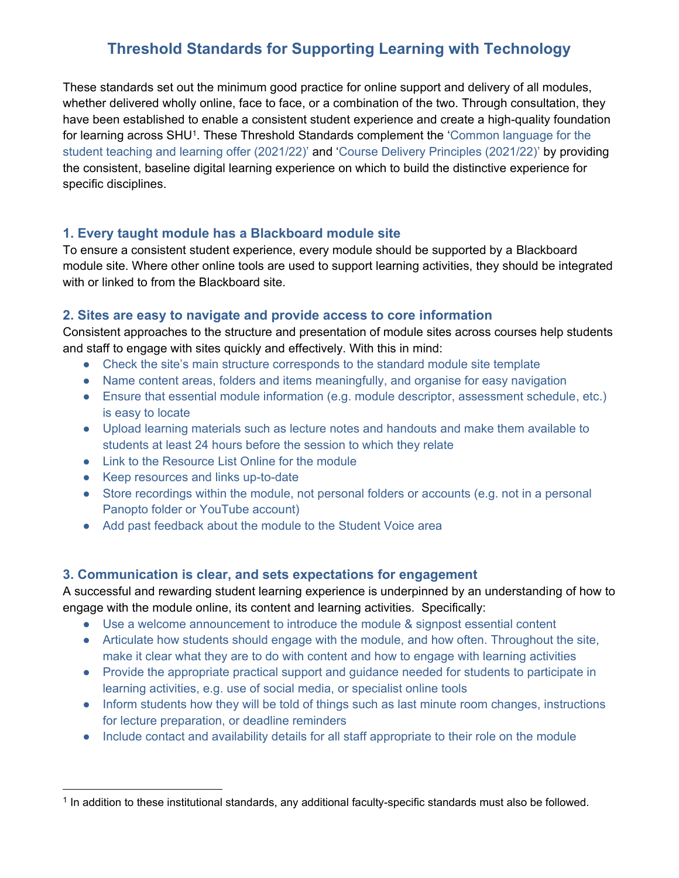# Threshold Standards for Supporting Learning with Technology

These standards set out the minimum good practice for online support and delivery of all modules, whether delivered wholly online, face to face, or a combination of the two. Through consultation, they have been established to enable a consistent student experience and create a high-quality foundation for learning across SHU[1]. These Threshold Standards complement the 'Common language for the student teaching and learning offer (2021/22)' and 'Course Delivery Principles (2021/22)' by providing the consistent, baseline digital learning experience on which to build the distinctive experience for specific disciplines.

## 1. Every taught module has a Blackboard module site

To ensure a consistent student experience, every module should be supported by a Blackboard module site. Where other online tools are used to support learning activities, they should be integrated with or linked to from the Blackboard site.

## 2. Sites are easy to navigate and provide access to core information

Consistent approaches to the structure and presentation of module sites across courses help students and staff to engage with sites quickly and effectively. With this in mind:

- Check the site's main structure corresponds to the standard module site template
- Name content areas, folders and items meaningfully, and organise for easy navigation
- Ensure that essential module information (e.g. module descriptor, assessment schedule, etc.) is easy to locate
- Upload learning materials such as lecture notes and handouts and make them available to students at least 24 hours before the session to which they relate
- Link to the Resource List Online for the module
- Keep resources and links up-to-date
- Store recordings within the module, not personal folders or accounts (e.g. not in a personal Panopto folder or YouTube account)
- Add past feedback about the module to the Student Voice area

## 3. Communication is clear, and sets expectations for engagement

A successful and rewarding student learning experience is underpinned by an understanding of how to engage with the module online, its content and learning activities. Specifically:

- Use a welcome announcement to introduce the module & signpost essential content
- Articulate how students should engage with the module, and how often. Throughout the site, make it clear what they are to do with content and how to engage with learning activities
- Provide the appropriate practical support and guidance needed for students to participate in learning activities, e.g. use of social media, or specialist online tools
- Inform students how they will be told of things such as last minute room changes, instructions for lecture preparation, or deadline reminders
- Include contact and availability details for all staff appropriate to their role on the module

[1] In addition to these institutional standards, any additional faculty-specific standards must also be followed.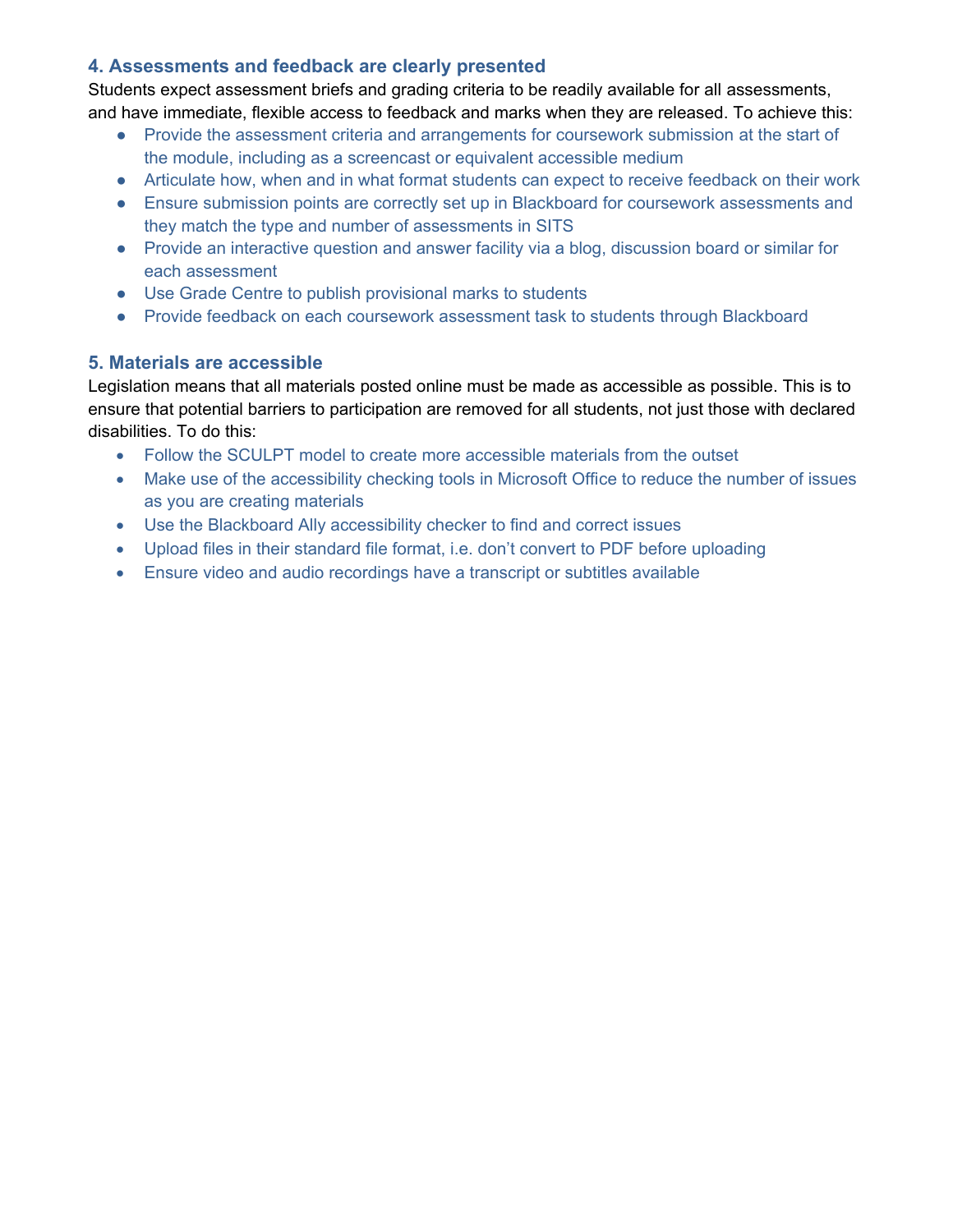### 4. Assessments and feedback are clearly presented

Students expect assessment briefs and grading criteria to be readily available for all assessments, and have immediate, flexible access to feedback and marks when they are released. To achieve this:

- Provide the assessment criteria and arrangements for coursework submission at the start of the module, including as a screencast or equivalent accessible medium
- Articulate how, when and in what format students can expect to receive feedback on their work
- Ensure submission points are correctly set up in Blackboard for coursework assessments and they match the type and number of assessments in SITS
- Provide an interactive question and answer facility via a blog, discussion board or similar for each assessment
- Use Grade Centre to publish provisional marks to students
- Provide feedback on each coursework assessment task to students through Blackboard

### 5. Materials are accessible

Legislation means that all materials posted online must be made as accessible as possible. This is to ensure that potential barriers to participation are removed for all students, not just those with declared disabilities. To do this:

- Follow the SCULPT model to create more accessible materials from the outset
- Make use of the accessibility checking tools in Microsoft Office to reduce the number of issues as you are creating materials
- Use the Blackboard Ally accessibility checker to find and correct issues
- Upload files in their standard file format, i.e. don't convert to PDF before uploading
- Ensure video and audio recordings have a transcript or subtitles available